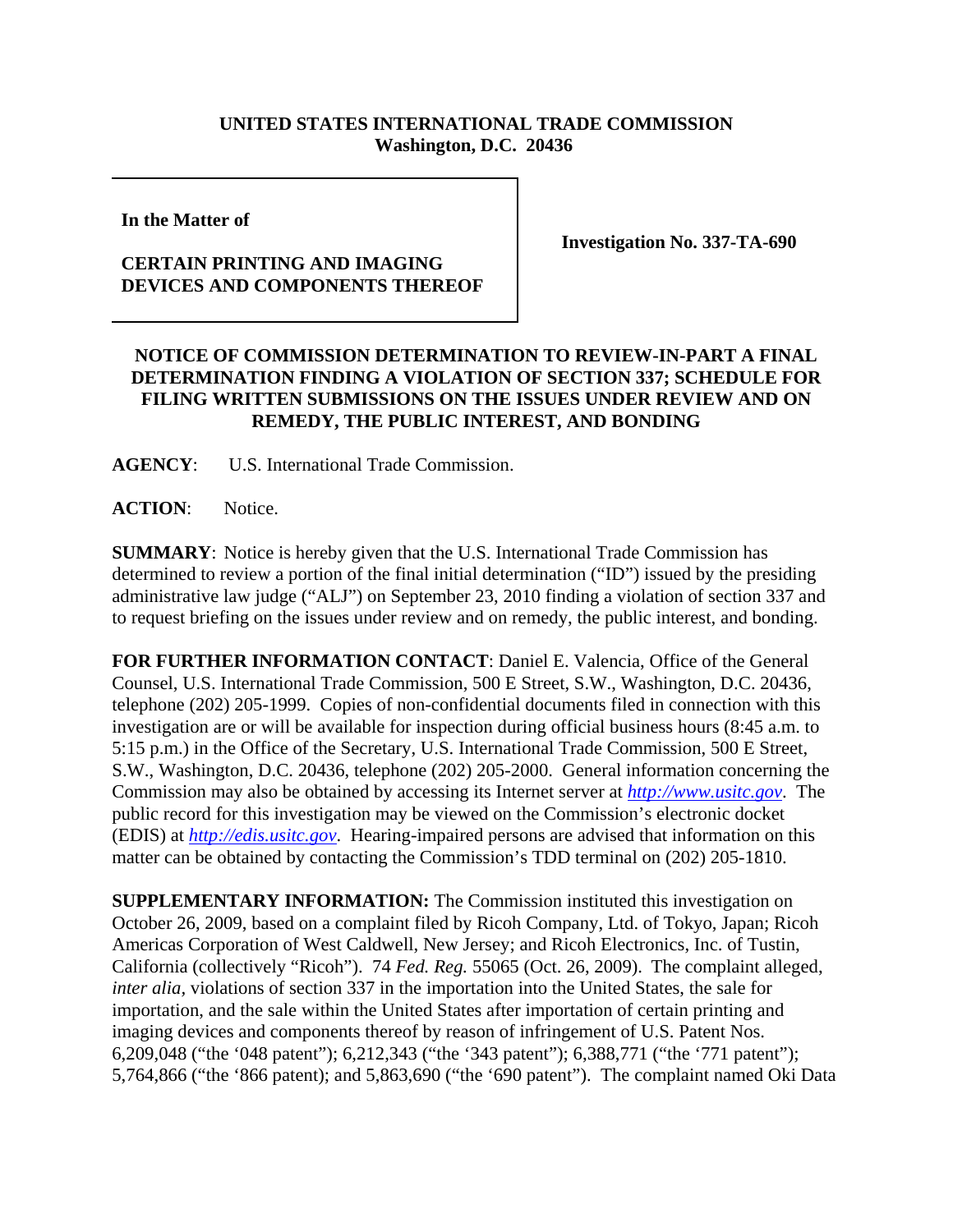**UNITED STATES INTERNATIONAL TRADE COMMISSION**
**Washington, D.C. 20436**

| **In the Matter of** **CERTAIN PRINTING AND IMAGING DEVICES AND COMPONENTS THEREOF** | **Investigation No. 337-TA-690** |
|---|---|

**NOTICE OF COMMISSION DETERMINATION TO REVIEW-IN-PART A FINAL DETERMINATION FINDING A VIOLATION OF SECTION 337; SCHEDULE FOR FILING WRITTEN SUBMISSIONS ON THE ISSUES UNDER REVIEW AND ON REMEDY, THE PUBLIC INTEREST, AND BONDING**

**AGENCY**: U.S. International Trade Commission.

**ACTION**: Notice.

**SUMMARY**: Notice is hereby given that the U.S. International Trade Commission has determined to review a portion of the final initial determination ("ID") issued by the presiding administrative law judge ("ALJ") on September 23, 2010 finding a violation of section 337 and to request briefing on the issues under review and on remedy, the public interest, and bonding.

**FOR FURTHER INFORMATION CONTACT**: Daniel E. Valencia, Office of the General Counsel, U.S. International Trade Commission, 500 E Street, S.W., Washington, D.C. 20436, telephone (202) 205-1999. Copies of non-confidential documents filed in connection with this investigation are or will be available for inspection during official business hours (8:45 a.m. to 5:15 p.m.) in the Office of the Secretary, U.S. International Trade Commission, 500 E Street, S.W., Washington, D.C. 20436, telephone (202) 205-2000. General information concerning the Commission may also be obtained by accessing its Internet server at *http://www.usitc.gov*. The public record for this investigation may be viewed on the Commission's electronic docket (EDIS) at *http://edis.usitc.gov*. Hearing-impaired persons are advised that information on this matter can be obtained by contacting the Commission's TDD terminal on (202) 205-1810.

**SUPPLEMENTARY INFORMATION:** The Commission instituted this investigation on October 26, 2009, based on a complaint filed by Ricoh Company, Ltd. of Tokyo, Japan; Ricoh Americas Corporation of West Caldwell, New Jersey; and Ricoh Electronics, Inc. of Tustin, California (collectively "Ricoh"). 74 *Fed. Reg.* 55065 (Oct. 26, 2009). The complaint alleged, *inter alia*, violations of section 337 in the importation into the United States, the sale for importation, and the sale within the United States after importation of certain printing and imaging devices and components thereof by reason of infringement of U.S. Patent Nos. 6,209,048 ("the '048 patent"); 6,212,343 ("the '343 patent"); 6,388,771 ("the '771 patent"); 5,764,866 ("the '866 patent); and 5,863,690 ("the '690 patent"). The complaint named Oki Data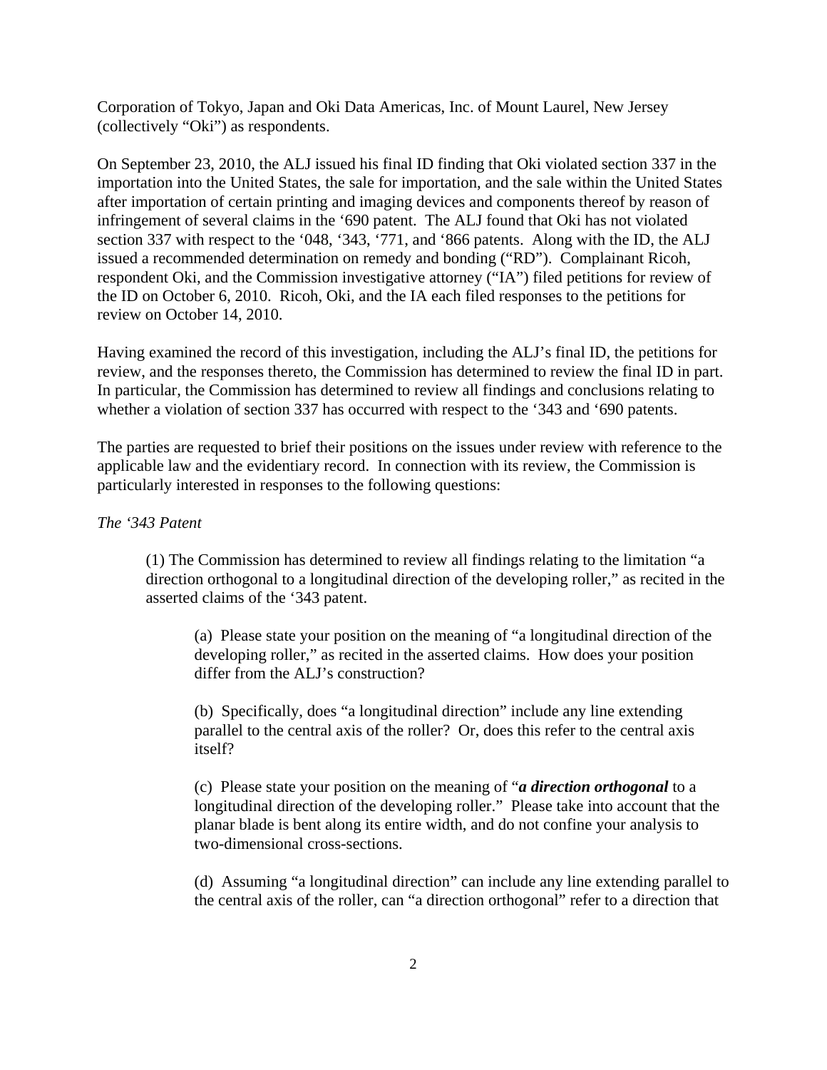Corporation of Tokyo, Japan and Oki Data Americas, Inc. of Mount Laurel, New Jersey (collectively "Oki") as respondents.

On September 23, 2010, the ALJ issued his final ID finding that Oki violated section 337 in the importation into the United States, the sale for importation, and the sale within the United States after importation of certain printing and imaging devices and components thereof by reason of infringement of several claims in the '690 patent. The ALJ found that Oki has not violated section 337 with respect to the '048, '343, '771, and '866 patents. Along with the ID, the ALJ issued a recommended determination on remedy and bonding ("RD"). Complainant Ricoh, respondent Oki, and the Commission investigative attorney ("IA") filed petitions for review of the ID on October 6, 2010. Ricoh, Oki, and the IA each filed responses to the petitions for review on October 14, 2010.

Having examined the record of this investigation, including the ALJ's final ID, the petitions for review, and the responses thereto, the Commission has determined to review the final ID in part. In particular, the Commission has determined to review all findings and conclusions relating to whether a violation of section 337 has occurred with respect to the '343 and '690 patents.

The parties are requested to brief their positions on the issues under review with reference to the applicable law and the evidentiary record. In connection with its review, the Commission is particularly interested in responses to the following questions:

*The '343 Patent*

(1) The Commission has determined to review all findings relating to the limitation "a direction orthogonal to a longitudinal direction of the developing roller," as recited in the asserted claims of the '343 patent.

(a) Please state your position on the meaning of "a longitudinal direction of the developing roller," as recited in the asserted claims. How does your position differ from the ALJ's construction?

(b) Specifically, does "a longitudinal direction" include any line extending parallel to the central axis of the roller? Or, does this refer to the central axis itself?

(c) Please state your position on the meaning of "***a direction orthogonal*** to a longitudinal direction of the developing roller." Please take into account that the planar blade is bent along its entire width, and do not confine your analysis to two-dimensional cross-sections.

(d) Assuming "a longitudinal direction" can include any line extending parallel to the central axis of the roller, can "a direction orthogonal" refer to a direction that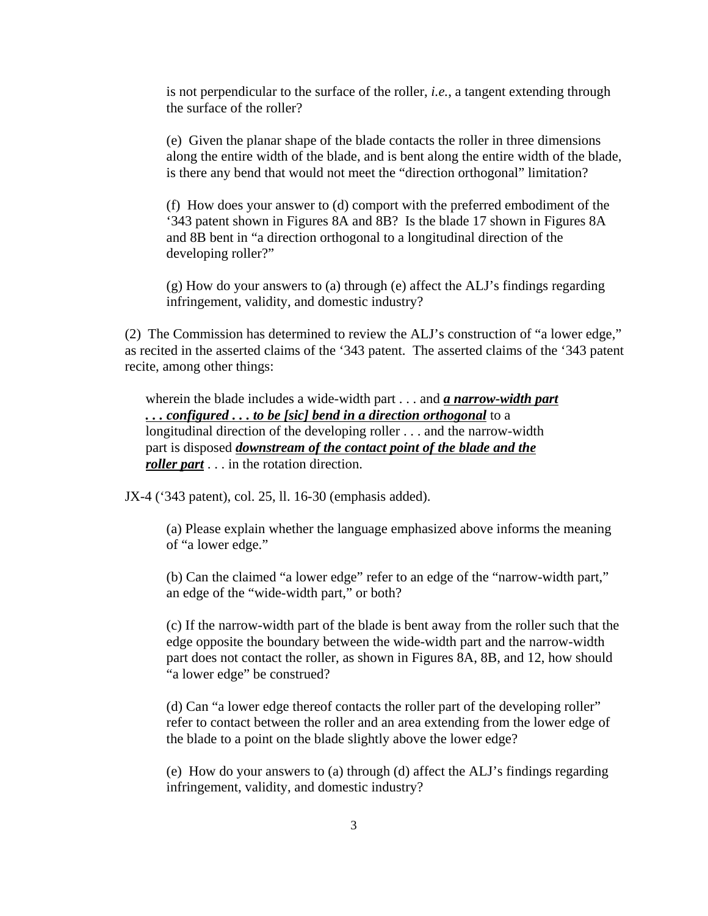is not perpendicular to the surface of the roller, *i.e.*, a tangent extending through the surface of the roller?

(e) Given the planar shape of the blade contacts the roller in three dimensions along the entire width of the blade, and is bent along the entire width of the blade, is there any bend that would not meet the "direction orthogonal" limitation?

(f) How does your answer to (d) comport with the preferred embodiment of the '343 patent shown in Figures 8A and 8B? Is the blade 17 shown in Figures 8A and 8B bent in "a direction orthogonal to a longitudinal direction of the developing roller?"

(g) How do your answers to (a) through (e) affect the ALJ's findings regarding infringement, validity, and domestic industry?

(2) The Commission has determined to review the ALJ's construction of "a lower edge," as recited in the asserted claims of the '343 patent. The asserted claims of the '343 patent recite, among other things:

> wherein the blade includes a wide-width part . . . and ***<u>a narrow-width part . . . configured . . . to be [sic] bend in a direction orthogonal</u>*** to a longitudinal direction of the developing roller . . . and the narrow-width part is disposed ***<u>downstream of the contact point of the blade and the roller part</u>*** . . . in the rotation direction.

JX-4 ('343 patent), col. 25, ll. 16-30 (emphasis added).

(a) Please explain whether the language emphasized above informs the meaning of "a lower edge."

(b) Can the claimed "a lower edge" refer to an edge of the "narrow-width part," an edge of the "wide-width part," or both?

(c) If the narrow-width part of the blade is bent away from the roller such that the edge opposite the boundary between the wide-width part and the narrow-width part does not contact the roller, as shown in Figures 8A, 8B, and 12, how should "a lower edge" be construed?

(d) Can "a lower edge thereof contacts the roller part of the developing roller" refer to contact between the roller and an area extending from the lower edge of the blade to a point on the blade slightly above the lower edge?

(e) How do your answers to (a) through (d) affect the ALJ's findings regarding infringement, validity, and domestic industry?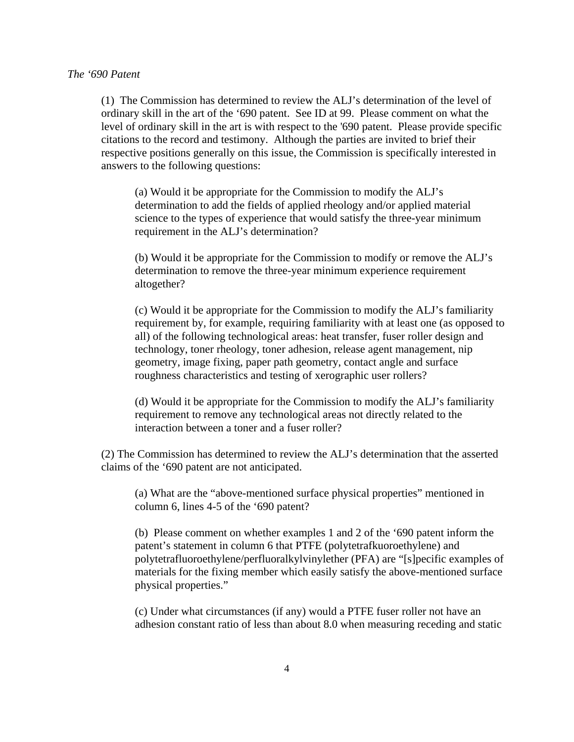*The '690 Patent*

(1) The Commission has determined to review the ALJ's determination of the level of ordinary skill in the art of the '690 patent. See ID at 99. Please comment on what the level of ordinary skill in the art is with respect to the '690 patent. Please provide specific citations to the record and testimony. Although the parties are invited to brief their respective positions generally on this issue, the Commission is specifically interested in answers to the following questions:

(a) Would it be appropriate for the Commission to modify the ALJ's determination to add the fields of applied rheology and/or applied material science to the types of experience that would satisfy the three-year minimum requirement in the ALJ's determination?

(b) Would it be appropriate for the Commission to modify or remove the ALJ's determination to remove the three-year minimum experience requirement altogether?

(c) Would it be appropriate for the Commission to modify the ALJ's familiarity requirement by, for example, requiring familiarity with at least one (as opposed to all) of the following technological areas: heat transfer, fuser roller design and technology, toner rheology, toner adhesion, release agent management, nip geometry, image fixing, paper path geometry, contact angle and surface roughness characteristics and testing of xerographic user rollers?

(d) Would it be appropriate for the Commission to modify the ALJ's familiarity requirement to remove any technological areas not directly related to the interaction between a toner and a fuser roller?

(2) The Commission has determined to review the ALJ's determination that the asserted claims of the '690 patent are not anticipated.

(a) What are the "above-mentioned surface physical properties" mentioned in column 6, lines 4-5 of the '690 patent?

(b) Please comment on whether examples 1 and 2 of the '690 patent inform the patent's statement in column 6 that PTFE (polytetrafkuoroethylene) and polytetrafluoroethylene/perfluoralkylvinylether (PFA) are "[s]pecific examples of materials for the fixing member which easily satisfy the above-mentioned surface physical properties."

(c) Under what circumstances (if any) would a PTFE fuser roller not have an adhesion constant ratio of less than about 8.0 when measuring receding and static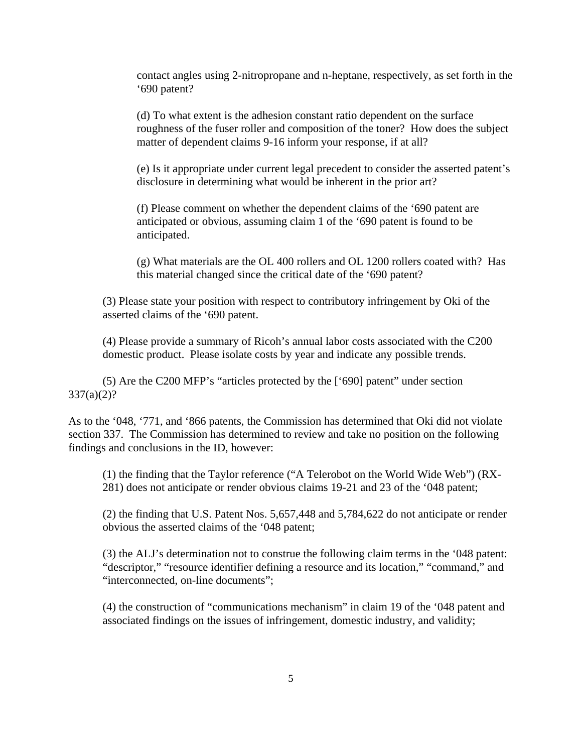contact angles using 2-nitropropane and n-heptane, respectively, as set forth in the ‘690 patent?

(d) To what extent is the adhesion constant ratio dependent on the surface roughness of the fuser roller and composition of the toner? How does the subject matter of dependent claims 9-16 inform your response, if at all?

(e) Is it appropriate under current legal precedent to consider the asserted patent’s disclosure in determining what would be inherent in the prior art?

(f) Please comment on whether the dependent claims of the ‘690 patent are anticipated or obvious, assuming claim 1 of the ‘690 patent is found to be anticipated.

(g) What materials are the OL 400 rollers and OL 1200 rollers coated with? Has this material changed since the critical date of the ‘690 patent?

(3) Please state your position with respect to contributory infringement by Oki of the asserted claims of the ‘690 patent.

(4) Please provide a summary of Ricoh’s annual labor costs associated with the C200 domestic product. Please isolate costs by year and indicate any possible trends.

(5) Are the C200 MFP’s “articles protected by the [‘690] patent” under section 337(a)(2)?

As to the ‘048, ‘771, and ‘866 patents, the Commission has determined that Oki did not violate section 337. The Commission has determined to review and take no position on the following findings and conclusions in the ID, however:

(1) the finding that the Taylor reference (“A Telerobot on the World Wide Web”) (RX-281) does not anticipate or render obvious claims 19-21 and 23 of the ‘048 patent;

(2) the finding that U.S. Patent Nos. 5,657,448 and 5,784,622 do not anticipate or render obvious the asserted claims of the ‘048 patent;

(3) the ALJ’s determination not to construe the following claim terms in the ‘048 patent: “descriptor,” “resource identifier defining a resource and its location,” “command,” and “interconnected, on-line documents”;

(4) the construction of “communications mechanism” in claim 19 of the ‘048 patent and associated findings on the issues of infringement, domestic industry, and validity;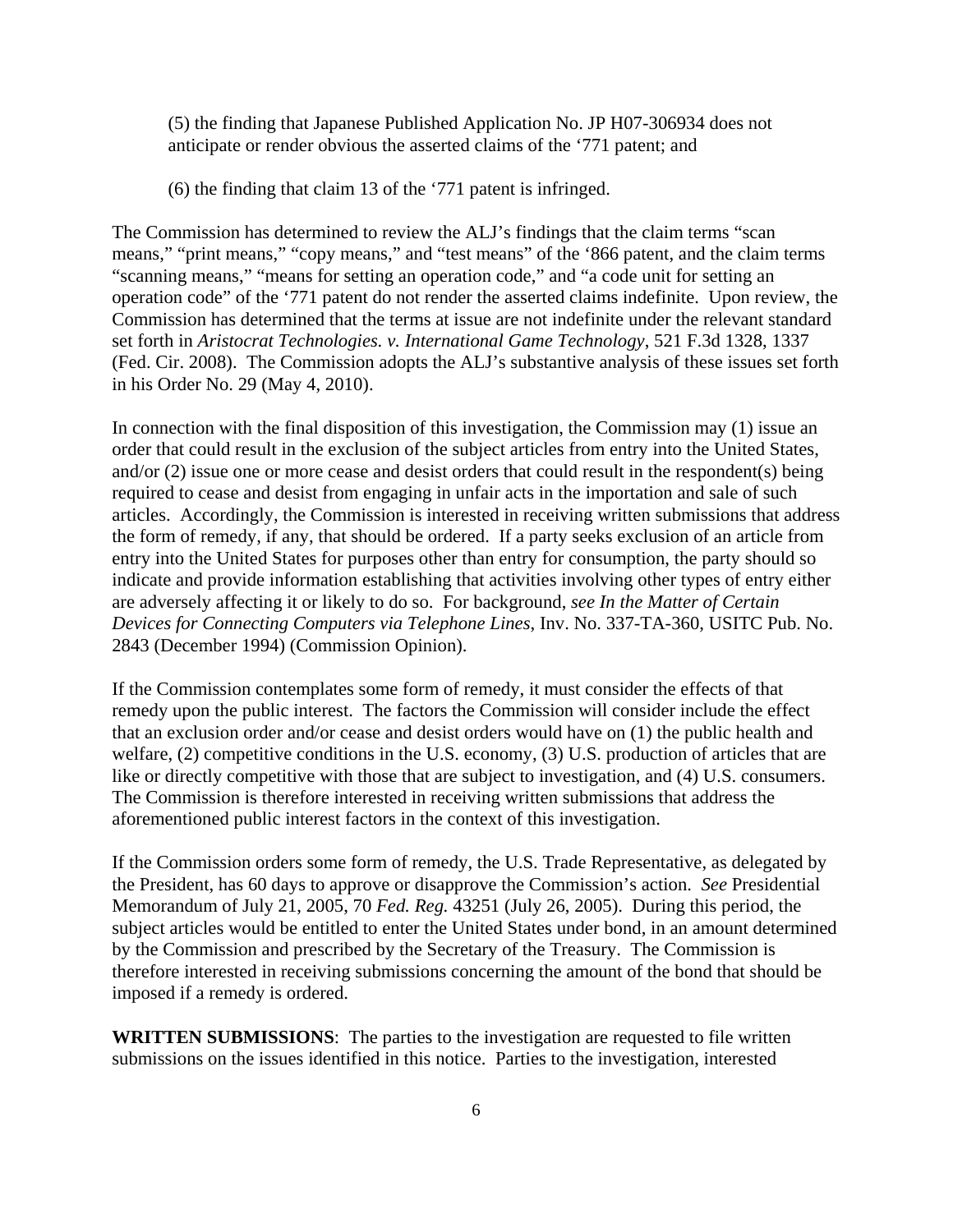(5) the finding that Japanese Published Application No. JP H07-306934 does not anticipate or render obvious the asserted claims of the '771 patent; and

(6) the finding that claim 13 of the '771 patent is infringed.

The Commission has determined to review the ALJ's findings that the claim terms "scan means," "print means," "copy means," and "test means" of the '866 patent, and the claim terms "scanning means," "means for setting an operation code," and "a code unit for setting an operation code" of the '771 patent do not render the asserted claims indefinite. Upon review, the Commission has determined that the terms at issue are not indefinite under the relevant standard set forth in *Aristocrat Technologies. v. International Game Technology*, 521 F.3d 1328, 1337 (Fed. Cir. 2008). The Commission adopts the ALJ's substantive analysis of these issues set forth in his Order No. 29 (May 4, 2010).

In connection with the final disposition of this investigation, the Commission may (1) issue an order that could result in the exclusion of the subject articles from entry into the United States, and/or (2) issue one or more cease and desist orders that could result in the respondent(s) being required to cease and desist from engaging in unfair acts in the importation and sale of such articles. Accordingly, the Commission is interested in receiving written submissions that address the form of remedy, if any, that should be ordered. If a party seeks exclusion of an article from entry into the United States for purposes other than entry for consumption, the party should so indicate and provide information establishing that activities involving other types of entry either are adversely affecting it or likely to do so. For background, *see In the Matter of Certain Devices for Connecting Computers via Telephone Lines*, Inv. No. 337-TA-360, USITC Pub. No. 2843 (December 1994) (Commission Opinion).

If the Commission contemplates some form of remedy, it must consider the effects of that remedy upon the public interest. The factors the Commission will consider include the effect that an exclusion order and/or cease and desist orders would have on (1) the public health and welfare, (2) competitive conditions in the U.S. economy, (3) U.S. production of articles that are like or directly competitive with those that are subject to investigation, and (4) U.S. consumers. The Commission is therefore interested in receiving written submissions that address the aforementioned public interest factors in the context of this investigation.

If the Commission orders some form of remedy, the U.S. Trade Representative, as delegated by the President, has 60 days to approve or disapprove the Commission's action. *See* Presidential Memorandum of July 21, 2005, 70 *Fed. Reg.* 43251 (July 26, 2005). During this period, the subject articles would be entitled to enter the United States under bond, in an amount determined by the Commission and prescribed by the Secretary of the Treasury. The Commission is therefore interested in receiving submissions concerning the amount of the bond that should be imposed if a remedy is ordered.

**WRITTEN SUBMISSIONS**: The parties to the investigation are requested to file written submissions on the issues identified in this notice. Parties to the investigation, interested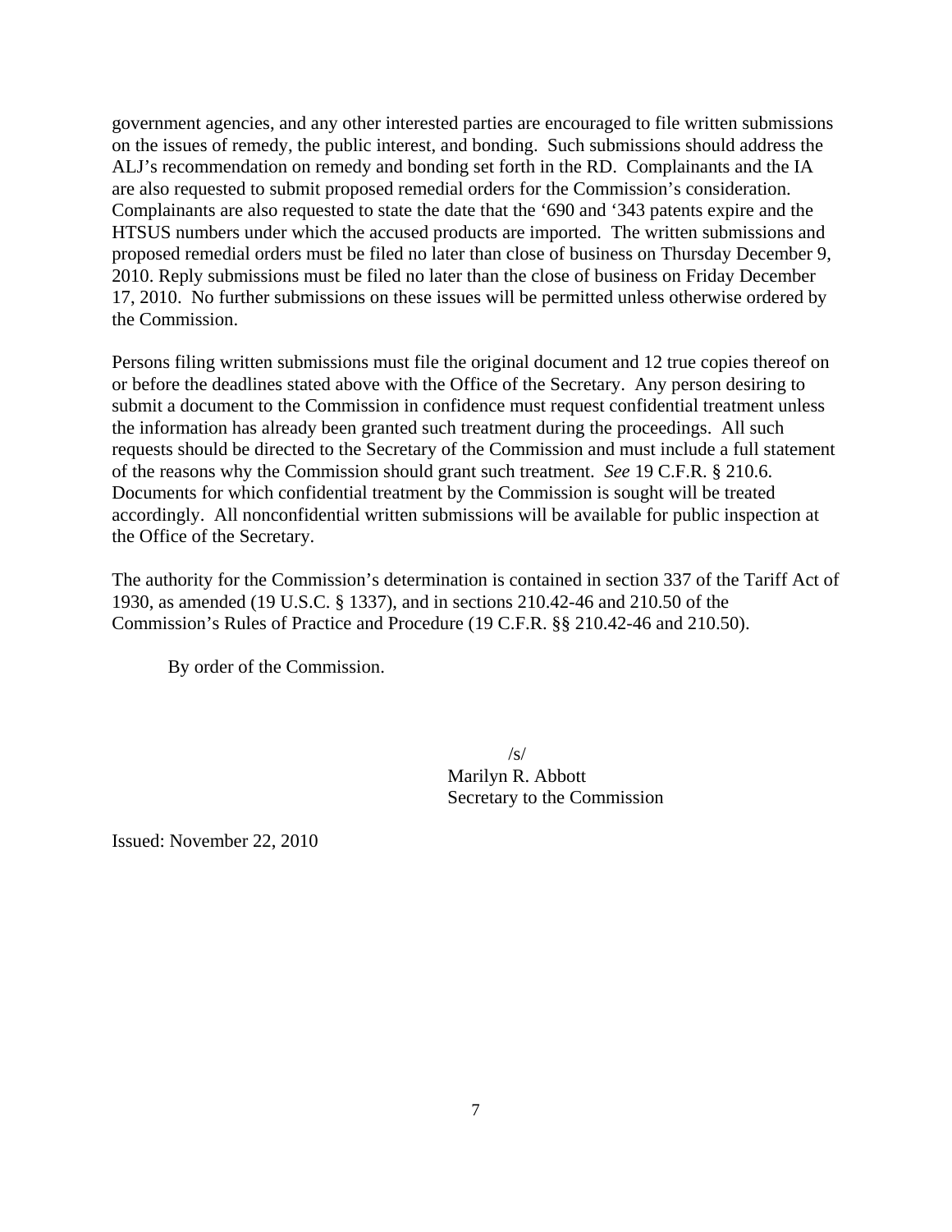government agencies, and any other interested parties are encouraged to file written submissions on the issues of remedy, the public interest, and bonding. Such submissions should address the ALJ's recommendation on remedy and bonding set forth in the RD. Complainants and the IA are also requested to submit proposed remedial orders for the Commission's consideration. Complainants are also requested to state the date that the '690 and '343 patents expire and the HTSUS numbers under which the accused products are imported. The written submissions and proposed remedial orders must be filed no later than close of business on Thursday December 9, 2010. Reply submissions must be filed no later than the close of business on Friday December 17, 2010. No further submissions on these issues will be permitted unless otherwise ordered by the Commission.

Persons filing written submissions must file the original document and 12 true copies thereof on or before the deadlines stated above with the Office of the Secretary. Any person desiring to submit a document to the Commission in confidence must request confidential treatment unless the information has already been granted such treatment during the proceedings. All such requests should be directed to the Secretary of the Commission and must include a full statement of the reasons why the Commission should grant such treatment. *See* 19 C.F.R. § 210.6. Documents for which confidential treatment by the Commission is sought will be treated accordingly. All nonconfidential written submissions will be available for public inspection at the Office of the Secretary.

The authority for the Commission's determination is contained in section 337 of the Tariff Act of 1930, as amended (19 U.S.C. § 1337), and in sections 210.42-46 and 210.50 of the Commission's Rules of Practice and Procedure (19 C.F.R. §§ 210.42-46 and 210.50).

By order of the Commission.

/s/
Marilyn R. Abbott
Secretary to the Commission

Issued: November 22, 2010